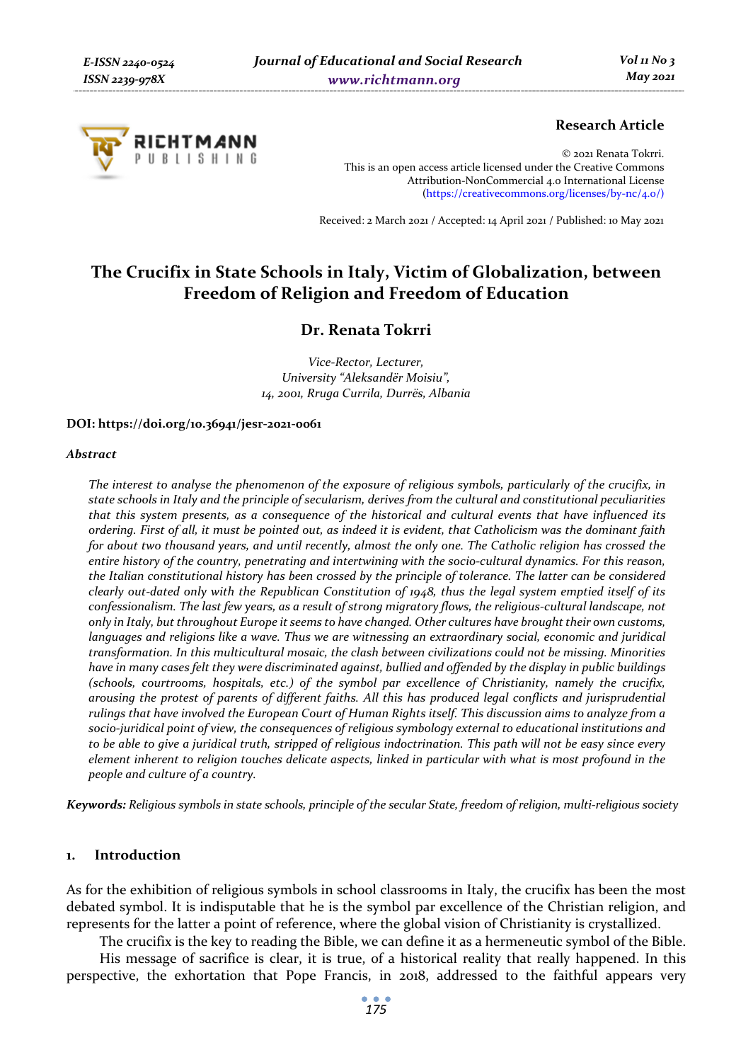**Research Article**

© 2021 Renata Tokrri.
This is an open access article licensed under the Creative Commons Attribution-NonCommercial 4.0 International License (https://creativecommons.org/licenses/by-nc/4.0/)

Received: 2 March 2021 / Accepted: 14 April 2021 / Published: 10 May 2021

# The Crucifix in State Schools in Italy, Victim of Globalization, between Freedom of Religion and Freedom of Education

**Dr. Renata Tokrri**

*Vice-Rector, Lecturer,*
*University "Aleksandër Moisiu",*
*14, 2001, Rruga Currila, Durrës, Albania*

**DOI: https://doi.org/10.36941/jesr-2021-0061**

***Abstract***

*The interest to analyse the phenomenon of the exposure of religious symbols, particularly of the crucifix, in state schools in Italy and the principle of secularism, derives from the cultural and constitutional peculiarities that this system presents, as a consequence of the historical and cultural events that have influenced its ordering. First of all, it must be pointed out, as indeed it is evident, that Catholicism was the dominant faith for about two thousand years, and until recently, almost the only one. The Catholic religion has crossed the entire history of the country, penetrating and intertwining with the socio-cultural dynamics. For this reason, the Italian constitutional history has been crossed by the principle of tolerance. The latter can be considered clearly out-dated only with the Republican Constitution of 1948, thus the legal system emptied itself of its confessionalism. The last few years, as a result of strong migratory flows, the religious-cultural landscape, not only in Italy, but throughout Europe it seems to have changed. Other cultures have brought their own customs, languages and religions like a wave. Thus we are witnessing an extraordinary social, economic and juridical transformation. In this multicultural mosaic, the clash between civilizations could not be missing. Minorities have in many cases felt they were discriminated against, bullied and offended by the display in public buildings (schools, courtrooms, hospitals, etc.) of the symbol par excellence of Christianity, namely the crucifix, arousing the protest of parents of different faiths. All this has produced legal conflicts and jurisprudential rulings that have involved the European Court of Human Rights itself. This discussion aims to analyze from a socio-juridical point of view, the consequences of religious symbology external to educational institutions and to be able to give a juridical truth, stripped of religious indoctrination. This path will not be easy since every element inherent to religion touches delicate aspects, linked in particular with what is most profound in the people and culture of a country.*

**Keywords:** *Religious symbols in state schools, principle of the secular State, freedom of religion, multi-religious society*

## 1. Introduction

As for the exhibition of religious symbols in school classrooms in Italy, the crucifix has been the most debated symbol. It is indisputable that he is the symbol par excellence of the Christian religion, and represents for the latter a point of reference, where the global vision of Christianity is crystallized.

The crucifix is the key to reading the Bible, we can define it as a hermeneutic symbol of the Bible.

His message of sacrifice is clear, it is true, of a historical reality that really happened. In this perspective, the exhortation that Pope Francis, in 2018, addressed to the faithful appears very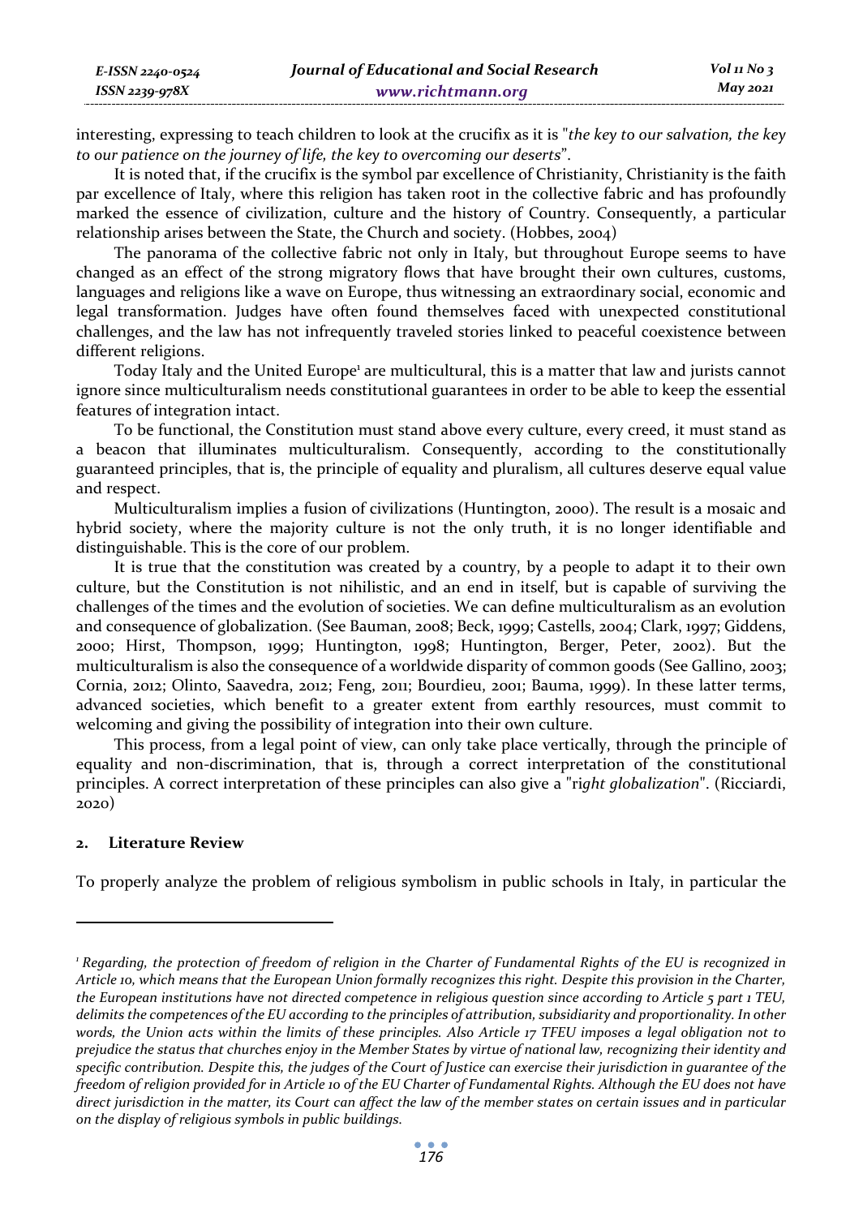interesting, expressing to teach children to look at the crucifix as it is "*the key to our salvation, the key to our patience on the journey of life, the key to overcoming our deserts*".

It is noted that, if the crucifix is the symbol par excellence of Christianity, Christianity is the faith par excellence of Italy, where this religion has taken root in the collective fabric and has profoundly marked the essence of civilization, culture and the history of Country. Consequently, a particular relationship arises between the State, the Church and society. (Hobbes, 2004)

The panorama of the collective fabric not only in Italy, but throughout Europe seems to have changed as an effect of the strong migratory flows that have brought their own cultures, customs, languages and religions like a wave on Europe, thus witnessing an extraordinary social, economic and legal transformation. Judges have often found themselves faced with unexpected constitutional challenges, and the law has not infrequently traveled stories linked to peaceful coexistence between different religions.

Today Italy and the United Europe[1] are multicultural, this is a matter that law and jurists cannot ignore since multiculturalism needs constitutional guarantees in order to be able to keep the essential features of integration intact.

To be functional, the Constitution must stand above every culture, every creed, it must stand as a beacon that illuminates multiculturalism. Consequently, according to the constitutionally guaranteed principles, that is, the principle of equality and pluralism, all cultures deserve equal value and respect.

Multiculturalism implies a fusion of civilizations (Huntington, 2000). The result is a mosaic and hybrid society, where the majority culture is not the only truth, it is no longer identifiable and distinguishable. This is the core of our problem.

It is true that the constitution was created by a country, by a people to adapt it to their own culture, but the Constitution is not nihilistic, and an end in itself, but is capable of surviving the challenges of the times and the evolution of societies. We can define multiculturalism as an evolution and consequence of globalization. (See Bauman, 2008; Beck, 1999; Castells, 2004; Clark, 1997; Giddens, 2000; Hirst, Thompson, 1999; Huntington, 1998; Huntington, Berger, Peter, 2002). But the multiculturalism is also the consequence of a worldwide disparity of common goods (See Gallino, 2003; Cornia, 2012; Olinto, Saavedra, 2012; Feng, 2011; Bourdieu, 2001; Bauma, 1999). In these latter terms, advanced societies, which benefit to a greater extent from earthly resources, must commit to welcoming and giving the possibility of integration into their own culture.

This process, from a legal point of view, can only take place vertically, through the principle of equality and non-discrimination, that is, through a correct interpretation of the constitutional principles. A correct interpretation of these principles can also give a "*right globalization*". (Ricciardi, 2020)

## 2. Literature Review

To properly analyze the problem of religious symbolism in public schools in Italy, in particular the

---

[1] *Regarding, the protection of freedom of religion in the Charter of Fundamental Rights of the EU is recognized in Article 10, which means that the European Union formally recognizes this right. Despite this provision in the Charter, the European institutions have not directed competence in religious question since according to Article 5 part 1 TEU, delimits the competences of the EU according to the principles of attribution, subsidiarity and proportionality. In other words, the Union acts within the limits of these principles. Also Article 17 TFEU imposes a legal obligation not to prejudice the status that churches enjoy in the Member States by virtue of national law, recognizing their identity and specific contribution. Despite this, the judges of the Court of Justice can exercise their jurisdiction in guarantee of the freedom of religion provided for in Article 10 of the EU Charter of Fundamental Rights. Although the EU does not have direct jurisdiction in the matter, its Court can affect the law of the member states on certain issues and in particular on the display of religious symbols in public buildings.*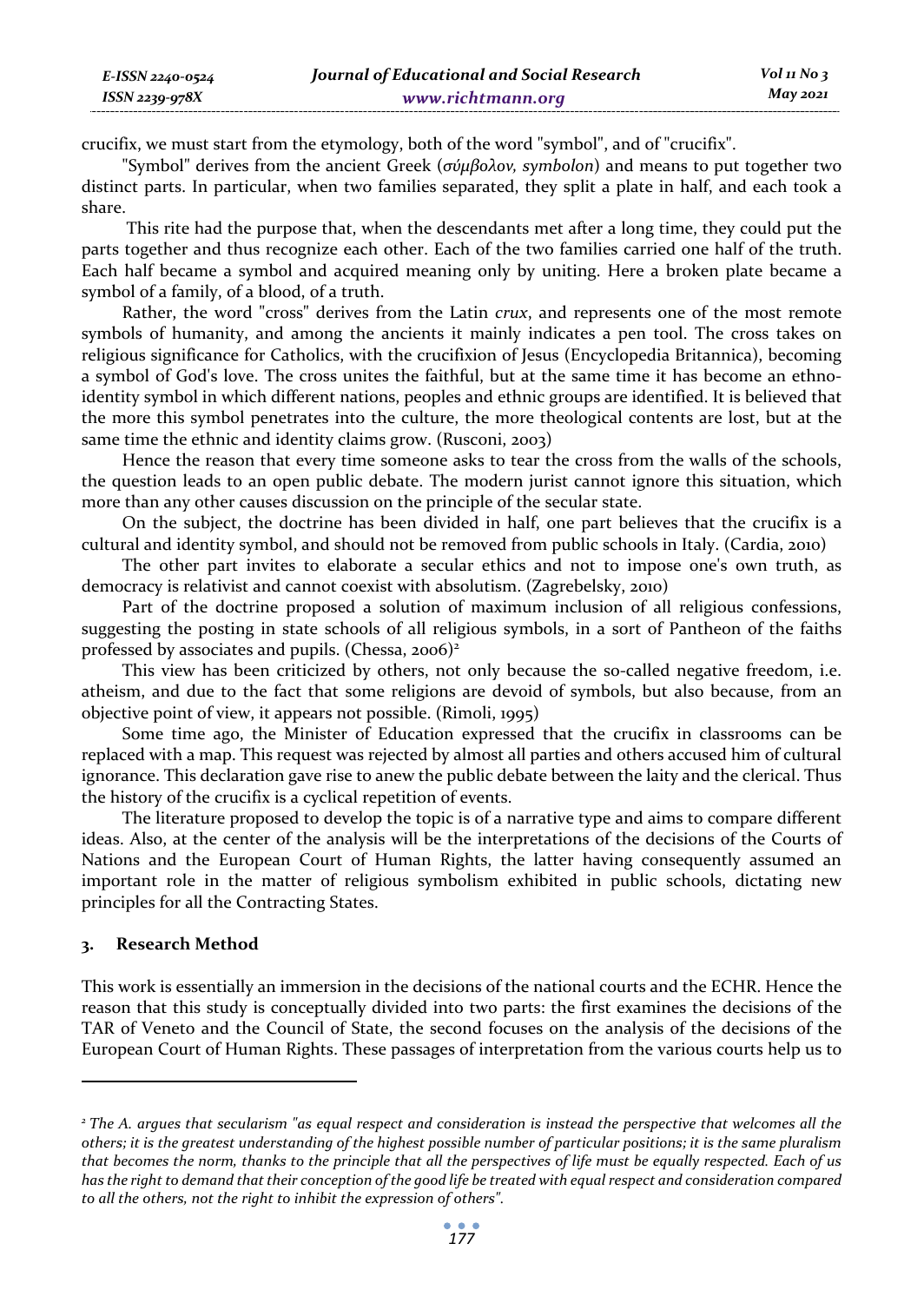crucifix, we must start from the etymology, both of the word "symbol", and of "crucifix".

"Symbol" derives from the ancient Greek (*σύμβολον, symbolon*) and means to put together two distinct parts. In particular, when two families separated, they split a plate in half, and each took a share.

This rite had the purpose that, when the descendants met after a long time, they could put the parts together and thus recognize each other. Each of the two families carried one half of the truth. Each half became a symbol and acquired meaning only by uniting. Here a broken plate became a symbol of a family, of a blood, of a truth.

Rather, the word "cross" derives from the Latin *crux*, and represents one of the most remote symbols of humanity, and among the ancients it mainly indicates a pen tool. The cross takes on religious significance for Catholics, with the crucifixion of Jesus (Encyclopedia Britannica), becoming a symbol of God's love. The cross unites the faithful, but at the same time it has become an ethno-identity symbol in which different nations, peoples and ethnic groups are identified. It is believed that the more this symbol penetrates into the culture, the more theological contents are lost, but at the same time the ethnic and identity claims grow. (Rusconi, 2003)

Hence the reason that every time someone asks to tear the cross from the walls of the schools, the question leads to an open public debate. The modern jurist cannot ignore this situation, which more than any other causes discussion on the principle of the secular state.

On the subject, the doctrine has been divided in half, one part believes that the crucifix is a cultural and identity symbol, and should not be removed from public schools in Italy. (Cardia, 2010)

The other part invites to elaborate a secular ethics and not to impose one's own truth, as democracy is relativist and cannot coexist with absolutism. (Zagrebelsky, 2010)

Part of the doctrine proposed a solution of maximum inclusion of all religious confessions, suggesting the posting in state schools of all religious symbols, in a sort of Pantheon of the faiths professed by associates and pupils. (Chessa, 2006)[2]

This view has been criticized by others, not only because the so-called negative freedom, i.e. atheism, and due to the fact that some religions are devoid of symbols, but also because, from an objective point of view, it appears not possible. (Rimoli, 1995)

Some time ago, the Minister of Education expressed that the crucifix in classrooms can be replaced with a map. This request was rejected by almost all parties and others accused him of cultural ignorance. This declaration gave rise to anew the public debate between the laity and the clerical. Thus the history of the crucifix is a cyclical repetition of events.

The literature proposed to develop the topic is of a narrative type and aims to compare different ideas. Also, at the center of the analysis will be the interpretations of the decisions of the Courts of Nations and the European Court of Human Rights, the latter having consequently assumed an important role in the matter of religious symbolism exhibited in public schools, dictating new principles for all the Contracting States.

## 3. Research Method

This work is essentially an immersion in the decisions of the national courts and the ECHR. Hence the reason that this study is conceptually divided into two parts: the first examines the decisions of the TAR of Veneto and the Council of State, the second focuses on the analysis of the decisions of the European Court of Human Rights. These passages of interpretation from the various courts help us to

---

[2] *The A. argues that secularism "as equal respect and consideration is instead the perspective that welcomes all the others; it is the greatest understanding of the highest possible number of particular positions; it is the same pluralism that becomes the norm, thanks to the principle that all the perspectives of life must be equally respected. Each of us has the right to demand that their conception of the good life be treated with equal respect and consideration compared to all the others, not the right to inhibit the expression of others".*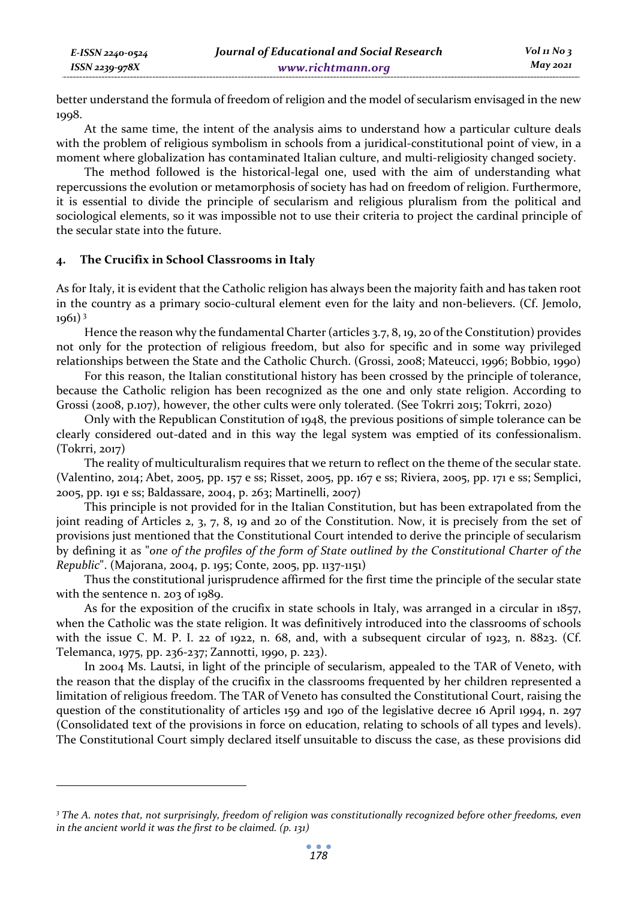better understand the formula of freedom of religion and the model of secularism envisaged in the new 1998.

At the same time, the intent of the analysis aims to understand how a particular culture deals with the problem of religious symbolism in schools from a juridical-constitutional point of view, in a moment where globalization has contaminated Italian culture, and multi-religiosity changed society.

The method followed is the historical-legal one, used with the aim of understanding what repercussions the evolution or metamorphosis of society has had on freedom of religion. Furthermore, it is essential to divide the principle of secularism and religious pluralism from the political and sociological elements, so it was impossible not to use their criteria to project the cardinal principle of the secular state into the future.

## 4. The Crucifix in School Classrooms in Italy

As for Italy, it is evident that the Catholic religion has always been the majority faith and has taken root in the country as a primary socio-cultural element even for the laity and non-believers. (Cf. Jemolo, 1961) [3]

Hence the reason why the fundamental Charter (articles 3.7, 8, 19, 20 of the Constitution) provides not only for the protection of religious freedom, but also for specific and in some way privileged relationships between the State and the Catholic Church. (Grossi, 2008; Mateucci, 1996; Bobbio, 1990)

For this reason, the Italian constitutional history has been crossed by the principle of tolerance, because the Catholic religion has been recognized as the one and only state religion. According to Grossi (2008, p.107), however, the other cults were only tolerated. (See Tokrri 2015; Tokrri, 2020)

Only with the Republican Constitution of 1948, the previous positions of simple tolerance can be clearly considered out-dated and in this way the legal system was emptied of its confessionalism. (Tokrri, 2017)

The reality of multiculturalism requires that we return to reflect on the theme of the secular state. (Valentino, 2014; Abet, 2005, pp. 157 e ss; Risset, 2005, pp. 167 e ss; Riviera, 2005, pp. 171 e ss; Semplici, 2005, pp. 191 e ss; Baldassare, 2004, p. 263; Martinelli, 2007)

This principle is not provided for in the Italian Constitution, but has been extrapolated from the joint reading of Articles 2, 3, 7, 8, 19 and 20 of the Constitution. Now, it is precisely from the set of provisions just mentioned that the Constitutional Court intended to derive the principle of secularism by defining it as "*one of the profiles of the form of State outlined by the Constitutional Charter of the Republic*". (Majorana, 2004, p. 195; Conte, 2005, pp. 1137-1151)

Thus the constitutional jurisprudence affirmed for the first time the principle of the secular state with the sentence n. 203 of 1989.

As for the exposition of the crucifix in state schools in Italy, was arranged in a circular in 1857, when the Catholic was the state religion. It was definitively introduced into the classrooms of schools with the issue C. M. P. I. 22 of 1922, n. 68, and, with a subsequent circular of 1923, n. 8823. (Cf. Telemanca, 1975, pp. 236-237; Zannotti, 1990, p. 223).

In 2004 Ms. Lautsi, in light of the principle of secularism, appealed to the TAR of Veneto, with the reason that the display of the crucifix in the classrooms frequented by her children represented a limitation of religious freedom. The TAR of Veneto has consulted the Constitutional Court, raising the question of the constitutionality of articles 159 and 190 of the legislative decree 16 April 1994, n. 297 (Consolidated text of the provisions in force on education, relating to schools of all types and levels). The Constitutional Court simply declared itself unsuitable to discuss the case, as these provisions did

[3] *The A. notes that, not surprisingly, freedom of religion was constitutionally recognized before other freedoms, even in the ancient world it was the first to be claimed. (p. 131)*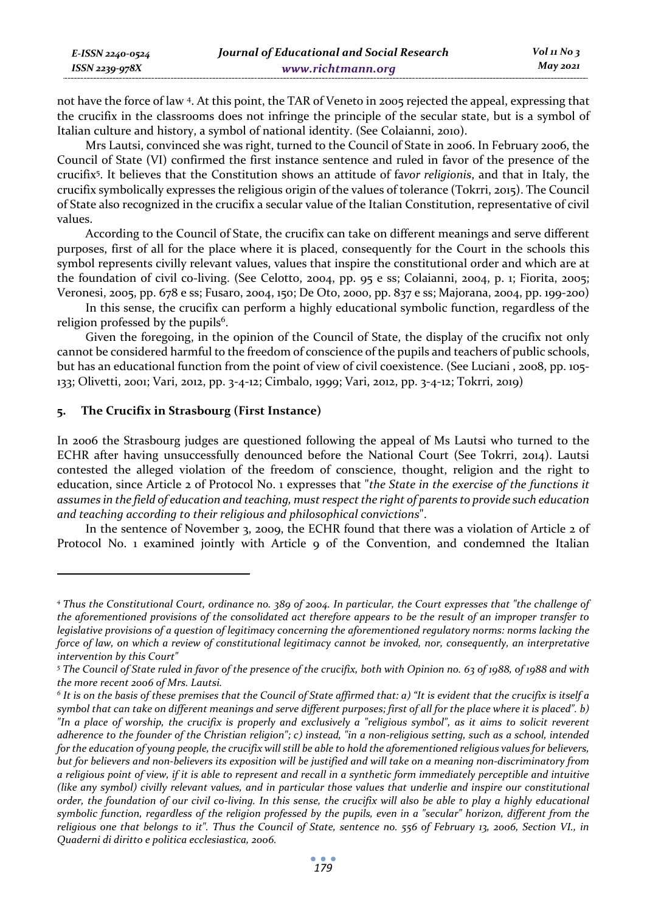not have the force of law [4]. At this point, the TAR of Veneto in 2005 rejected the appeal, expressing that the crucifix in the classrooms does not infringe the principle of the secular state, but is a symbol of Italian culture and history, a symbol of national identity. (See Colaianni, 2010).

Mrs Lautsi, convinced she was right, turned to the Council of State in 2006. In February 2006, the Council of State (VI) confirmed the first instance sentence and ruled in favor of the presence of the crucifix[5]. It believes that the Constitution shows an attitude of f*avor religionis*, and that in Italy, the crucifix symbolically expresses the religious origin of the values of tolerance (Tokrri, 2015). The Council of State also recognized in the crucifix a secular value of the Italian Constitution, representative of civil values.

According to the Council of State, the crucifix can take on different meanings and serve different purposes, first of all for the place where it is placed, consequently for the Court in the schools this symbol represents civilly relevant values, values that inspire the constitutional order and which are at the foundation of civil co-living. (See Celotto, 2004, pp. 95 e ss; Colaianni, 2004, p. 1; Fiorita, 2005; Veronesi, 2005, pp. 678 e ss; Fusaro, 2004, 150; De Oto, 2000, pp. 837 e ss; Majorana, 2004, pp. 199-200)

In this sense, the crucifix can perform a highly educational symbolic function, regardless of the religion professed by the pupils[6].

Given the foregoing, in the opinion of the Council of State, the display of the crucifix not only cannot be considered harmful to the freedom of conscience of the pupils and teachers of public schools, but has an educational function from the point of view of civil coexistence. (See Luciani , 2008, pp. 105-133; Olivetti, 2001; Vari, 2012, pp. 3-4-12; Cimbalo, 1999; Vari, 2012, pp. 3-4-12; Tokrri, 2019)

## 5. The Crucifix in Strasbourg (First Instance)

In 2006 the Strasbourg judges are questioned following the appeal of Ms Lautsi who turned to the ECHR after having unsuccessfully denounced before the National Court (See Tokrri, 2014). Lautsi contested the alleged violation of the freedom of conscience, thought, religion and the right to education, since Article 2 of Protocol No. 1 expresses that "*the State in the exercise of the functions it assumes in the field of education and teaching, must respect the right of parents to provide such education and teaching according to their religious and philosophical convictions*".

In the sentence of November 3, 2009, the ECHR found that there was a violation of Article 2 of Protocol No. 1 examined jointly with Article 9 of the Convention, and condemned the Italian

---

[4] *Thus the Constitutional Court, ordinance no. 389 of 2004. In particular, the Court expresses that "the challenge of the aforementioned provisions of the consolidated act therefore appears to be the result of an improper transfer to legislative provisions of a question of legitimacy concerning the aforementioned regulatory norms: norms lacking the force of law, on which a review of constitutional legitimacy cannot be invoked, nor, consequently, an interpretative intervention by this Court"*

[5] *The Council of State ruled in favor of the presence of the crucifix, both with Opinion no. 63 of 1988, of 1988 and with the more recent 2006 of Mrs. Lautsi.*

[6] *It is on the basis of these premises that the Council of State affirmed that: a) "It is evident that the crucifix is itself a symbol that can take on different meanings and serve different purposes; first of all for the place where it is placed". b) "In a place of worship, the crucifix is properly and exclusively a "religious symbol", as it aims to solicit reverent adherence to the founder of the Christian religion"; c) instead, "in a non-religious setting, such as a school, intended for the education of young people, the crucifix will still be able to hold the aforementioned religious values for believers, but for believers and non-believers its exposition will be justified and will take on a meaning non-discriminatory from a religious point of view, if it is able to represent and recall in a synthetic form immediately perceptible and intuitive (like any symbol) civilly relevant values, and in particular those values that underlie and inspire our constitutional order, the foundation of our civil co-living. In this sense, the crucifix will also be able to play a highly educational symbolic function, regardless of the religion professed by the pupils, even in a "secular" horizon, different from the religious one that belongs to it". Thus the Council of State, sentence no. 556 of February 13, 2006, Section VI., in Quaderni di diritto e politica ecclesiastica, 2006.*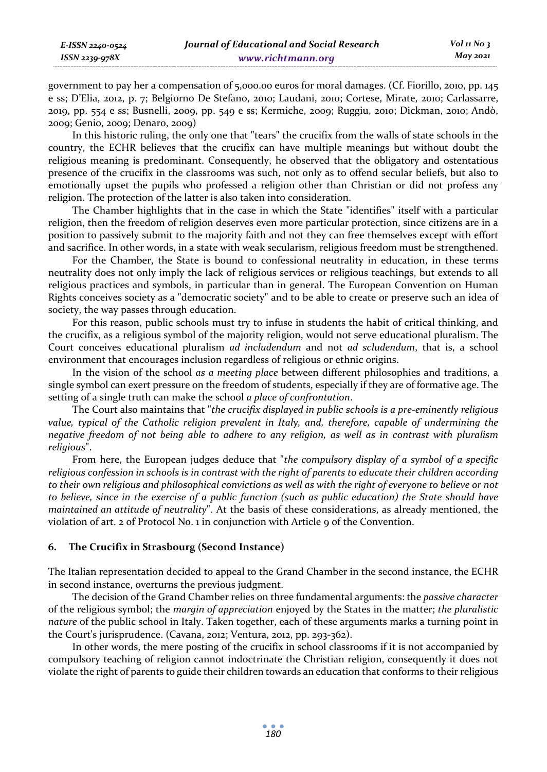government to pay her a compensation of 5,000.00 euros for moral damages. (Cf. Fiorillo, 2010, pp. 145 e ss; D'Elia, 2012, p. 7; Belgiorno De Stefano, 2010; Laudani, 2010; Cortese, Mirate, 2010; Carlassarre, 2019, pp. 554 e ss; Busnelli, 2009, pp. 549 e ss; Kermiche, 2009; Ruggiu, 2010; Dickman, 2010; Andò, 2009; Genio, 2009; Denaro, 2009)

In this historic ruling, the only one that "tears" the crucifix from the walls of state schools in the country, the ECHR believes that the crucifix can have multiple meanings but without doubt the religious meaning is predominant. Consequently, he observed that the obligatory and ostentatious presence of the crucifix in the classrooms was such, not only as to offend secular beliefs, but also to emotionally upset the pupils who professed a religion other than Christian or did not profess any religion. The protection of the latter is also taken into consideration.

The Chamber highlights that in the case in which the State "identifies" itself with a particular religion, then the freedom of religion deserves even more particular protection, since citizens are in a position to passively submit to the majority faith and not they can free themselves except with effort and sacrifice. In other words, in a state with weak secularism, religious freedom must be strengthened.

For the Chamber, the State is bound to confessional neutrality in education, in these terms neutrality does not only imply the lack of religious services or religious teachings, but extends to all religious practices and symbols, in particular than in general. The European Convention on Human Rights conceives society as a "democratic society" and to be able to create or preserve such an idea of society, the way passes through education.

For this reason, public schools must try to infuse in students the habit of critical thinking, and the crucifix, as a religious symbol of the majority religion, would not serve educational pluralism. The Court conceives educational pluralism *ad includendum* and not *ad scludendum*, that is, a school environment that encourages inclusion regardless of religious or ethnic origins.

In the vision of the school *as a meeting place* between different philosophies and traditions, a single symbol can exert pressure on the freedom of students, especially if they are of formative age. The setting of a single truth can make the school *a place of confrontation*.

The Court also maintains that "*the crucifix displayed in public schools is a pre-eminently religious value, typical of the Catholic religion prevalent in Italy, and, therefore, capable of undermining the negative freedom of not being able to adhere to any religion, as well as in contrast with pluralism religious*".

From here, the European judges deduce that "*the compulsory display of a symbol of a specific religious confession in schools is in contrast with the right of parents to educate their children according to their own religious and philosophical convictions as well as with the right of everyone to believe or not to believe, since in the exercise of a public function (such as public education) the State should have maintained an attitude of neutrality*". At the basis of these considerations, as already mentioned, the violation of art. 2 of Protocol No. 1 in conjunction with Article 9 of the Convention.

## 6. The Crucifix in Strasbourg (Second Instance)

The Italian representation decided to appeal to the Grand Chamber in the second instance, the ECHR in second instance, overturns the previous judgment.

The decision of the Grand Chamber relies on three fundamental arguments: the *passive character* of the religious symbol; the *margin of appreciation* enjoyed by the States in the matter; *the pluralistic nature* of the public school in Italy. Taken together, each of these arguments marks a turning point in the Court's jurisprudence. (Cavana, 2012; Ventura, 2012, pp. 293-362).

In other words, the mere posting of the crucifix in school classrooms if it is not accompanied by compulsory teaching of religion cannot indoctrinate the Christian religion, consequently it does not violate the right of parents to guide their children towards an education that conforms to their religious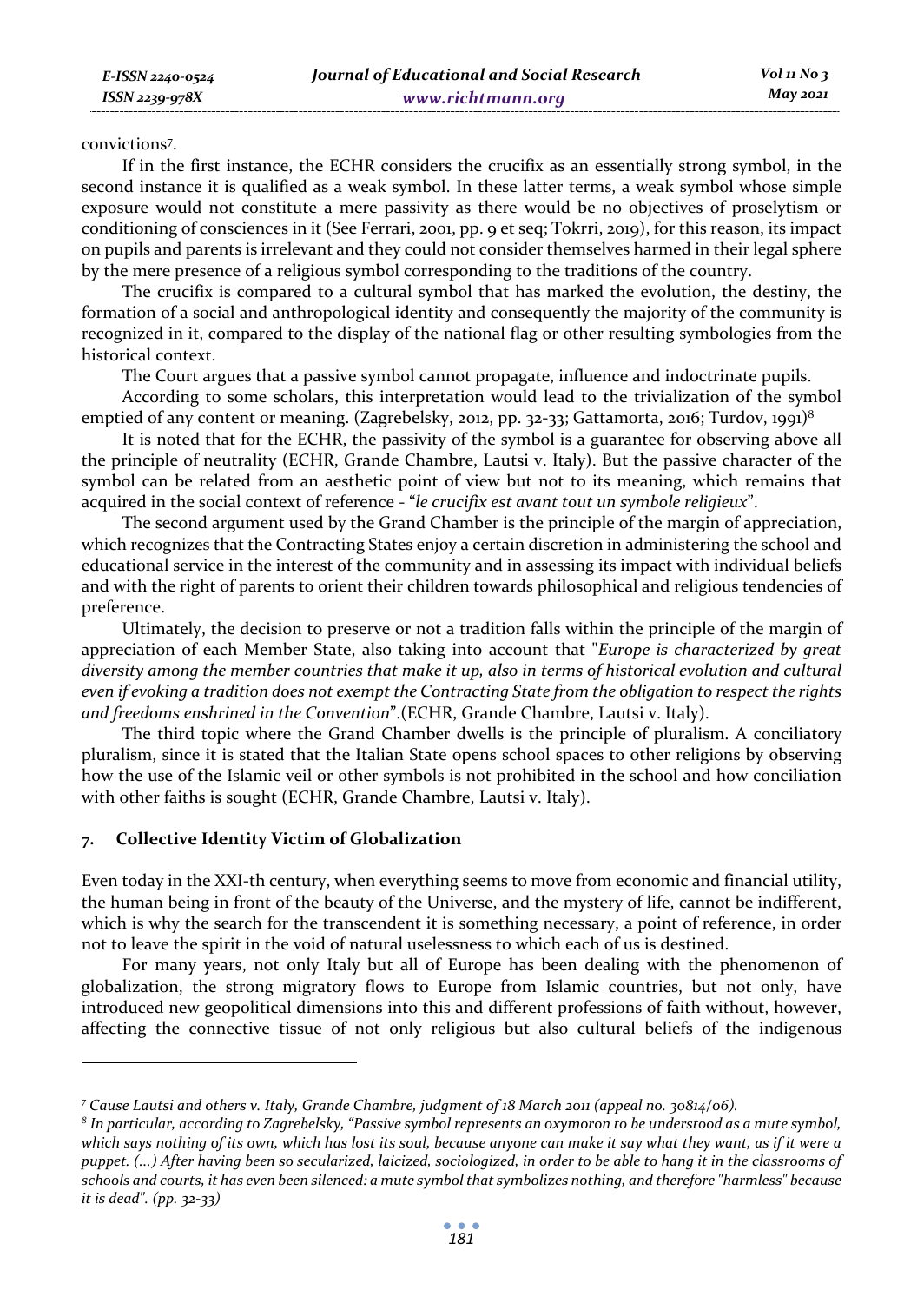convictions[7].

If in the first instance, the ECHR considers the crucifix as an essentially strong symbol, in the second instance it is qualified as a weak symbol. In these latter terms, a weak symbol whose simple exposure would not constitute a mere passivity as there would be no objectives of proselytism or conditioning of consciences in it (See Ferrari, 2001, pp. 9 et seq; Tokrri, 2019), for this reason, its impact on pupils and parents is irrelevant and they could not consider themselves harmed in their legal sphere by the mere presence of a religious symbol corresponding to the traditions of the country.

The crucifix is compared to a cultural symbol that has marked the evolution, the destiny, the formation of a social and anthropological identity and consequently the majority of the community is recognized in it, compared to the display of the national flag or other resulting symbologies from the historical context.

The Court argues that a passive symbol cannot propagate, influence and indoctrinate pupils.

According to some scholars, this interpretation would lead to the trivialization of the symbol emptied of any content or meaning. (Zagrebelsky, 2012, pp. 32-33; Gattamorta, 2016; Turdov, 1991)[8]

It is noted that for the ECHR, the passivity of the symbol is a guarantee for observing above all the principle of neutrality (ECHR, Grande Chambre, Lautsi v. Italy). But the passive character of the symbol can be related from an aesthetic point of view but not to its meaning, which remains that acquired in the social context of reference - "*le crucifix est avant tout un symbole religieux*".

The second argument used by the Grand Chamber is the principle of the margin of appreciation, which recognizes that the Contracting States enjoy a certain discretion in administering the school and educational service in the interest of the community and in assessing its impact with individual beliefs and with the right of parents to orient their children towards philosophical and religious tendencies of preference.

Ultimately, the decision to preserve or not a tradition falls within the principle of the margin of appreciation of each Member State, also taking into account that "*Europe is characterized by great diversity among the member countries that make it up, also in terms of historical evolution and cultural even if evoking a tradition does not exempt the Contracting State from the obligation to respect the rights and freedoms enshrined in the Convention*".(ECHR, Grande Chambre, Lautsi v. Italy).

The third topic where the Grand Chamber dwells is the principle of pluralism. A conciliatory pluralism, since it is stated that the Italian State opens school spaces to other religions by observing how the use of the Islamic veil or other symbols is not prohibited in the school and how conciliation with other faiths is sought (ECHR, Grande Chambre, Lautsi v. Italy).

## 7. Collective Identity Victim of Globalization

Even today in the XXI-th century, when everything seems to move from economic and financial utility, the human being in front of the beauty of the Universe, and the mystery of life, cannot be indifferent, which is why the search for the transcendent it is something necessary, a point of reference, in order not to leave the spirit in the void of natural uselessness to which each of us is destined.

For many years, not only Italy but all of Europe has been dealing with the phenomenon of globalization, the strong migratory flows to Europe from Islamic countries, but not only, have introduced new geopolitical dimensions into this and different professions of faith without, however, affecting the connective tissue of not only religious but also cultural beliefs of the indigenous

---

[7] *Cause Lautsi and others v. Italy, Grande Chambre, judgment of 18 March 2011 (appeal no. 30814/06).*

[8] *In particular, according to Zagrebelsky, "Passive symbol represents an oxymoron to be understood as a mute symbol, which says nothing of its own, which has lost its soul, because anyone can make it say what they want, as if it were a puppet. (...) After having been so secularized, laicized, sociologized, in order to be able to hang it in the classrooms of schools and courts, it has even been silenced: a mute symbol that symbolizes nothing, and therefore "harmless" because it is dead". (pp. 32-33)*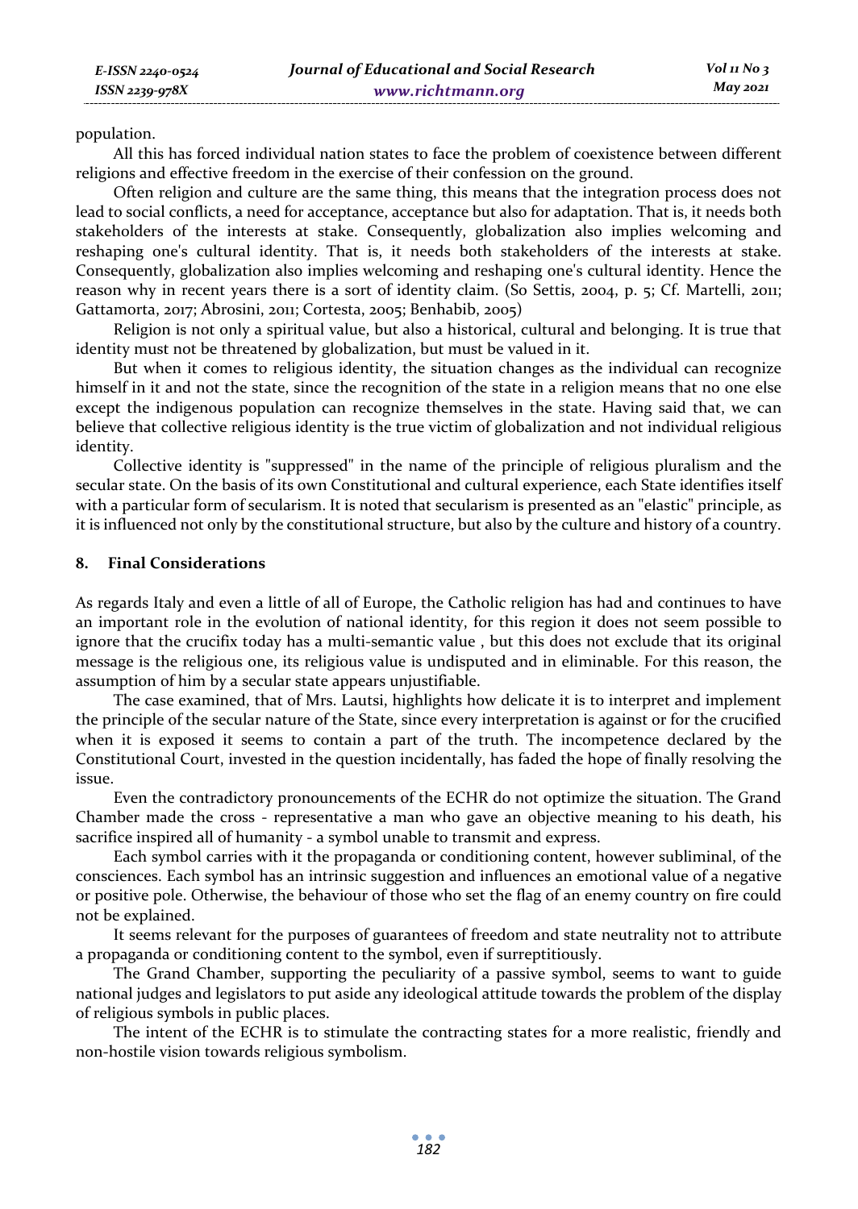population.

All this has forced individual nation states to face the problem of coexistence between different religions and effective freedom in the exercise of their confession on the ground.

Often religion and culture are the same thing, this means that the integration process does not lead to social conflicts, a need for acceptance, acceptance but also for adaptation. That is, it needs both stakeholders of the interests at stake. Consequently, globalization also implies welcoming and reshaping one's cultural identity. That is, it needs both stakeholders of the interests at stake. Consequently, globalization also implies welcoming and reshaping one's cultural identity. Hence the reason why in recent years there is a sort of identity claim. (So Settis, 2004, p. 5; Cf. Martelli, 2011; Gattamorta, 2017; Abrosini, 2011; Cortesta, 2005; Benhabib, 2005)

Religion is not only a spiritual value, but also a historical, cultural and belonging. It is true that identity must not be threatened by globalization, but must be valued in it.

But when it comes to religious identity, the situation changes as the individual can recognize himself in it and not the state, since the recognition of the state in a religion means that no one else except the indigenous population can recognize themselves in the state. Having said that, we can believe that collective religious identity is the true victim of globalization and not individual religious identity.

Collective identity is "suppressed" in the name of the principle of religious pluralism and the secular state. On the basis of its own Constitutional and cultural experience, each State identifies itself with a particular form of secularism. It is noted that secularism is presented as an "elastic" principle, as it is influenced not only by the constitutional structure, but also by the culture and history of a country.

## 8. Final Considerations

As regards Italy and even a little of all of Europe, the Catholic religion has had and continues to have an important role in the evolution of national identity, for this region it does not seem possible to ignore that the crucifix today has a multi-semantic value , but this does not exclude that its original message is the religious one, its religious value is undisputed and in eliminable. For this reason, the assumption of him by a secular state appears unjustifiable.

The case examined, that of Mrs. Lautsi, highlights how delicate it is to interpret and implement the principle of the secular nature of the State, since every interpretation is against or for the crucified when it is exposed it seems to contain a part of the truth. The incompetence declared by the Constitutional Court, invested in the question incidentally, has faded the hope of finally resolving the issue.

Even the contradictory pronouncements of the ECHR do not optimize the situation. The Grand Chamber made the cross - representative a man who gave an objective meaning to his death, his sacrifice inspired all of humanity - a symbol unable to transmit and express.

Each symbol carries with it the propaganda or conditioning content, however subliminal, of the consciences. Each symbol has an intrinsic suggestion and influences an emotional value of a negative or positive pole. Otherwise, the behaviour of those who set the flag of an enemy country on fire could not be explained.

It seems relevant for the purposes of guarantees of freedom and state neutrality not to attribute a propaganda or conditioning content to the symbol, even if surreptitiously.

The Grand Chamber, supporting the peculiarity of a passive symbol, seems to want to guide national judges and legislators to put aside any ideological attitude towards the problem of the display of religious symbols in public places.

The intent of the ECHR is to stimulate the contracting states for a more realistic, friendly and non-hostile vision towards religious symbolism.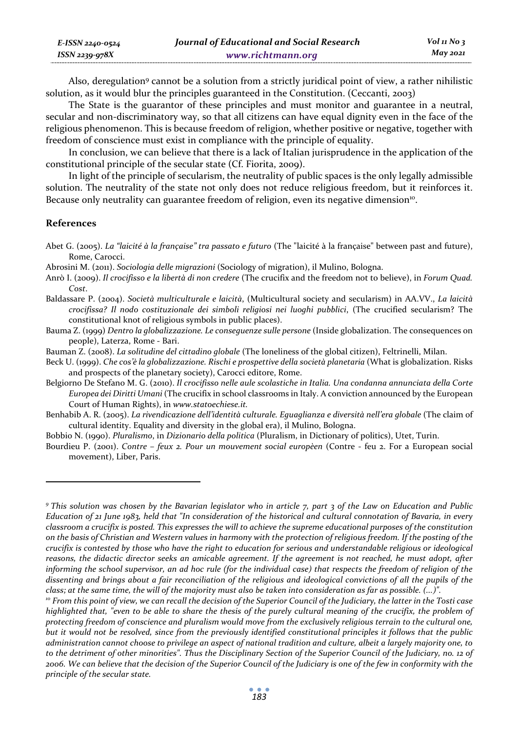Also, deregulation[9] cannot be a solution from a strictly juridical point of view, a rather nihilistic solution, as it would blur the principles guaranteed in the Constitution. (Ceccanti, 2003)

The State is the guarantor of these principles and must monitor and guarantee in a neutral, secular and non-discriminatory way, so that all citizens can have equal dignity even in the face of the religious phenomenon. This is because freedom of religion, whether positive or negative, together with freedom of conscience must exist in compliance with the principle of equality.

In conclusion, we can believe that there is a lack of Italian jurisprudence in the application of the constitutional principle of the secular state (Cf. Fiorita, 2009).

In light of the principle of secularism, the neutrality of public spaces is the only legally admissible solution. The neutrality of the state not only does not reduce religious freedom, but it reinforces it. Because only neutrality can guarantee freedom of religion, even its negative dimension[10].

## References

Abet G. (2005). *La "laicité à la française" tra passato e futuro* (The "laicité à la française" between past and future), Rome, Carocci.

Abrosini M. (2011). *Sociologia delle migrazioni* (Sociology of migration), il Mulino, Bologna.

Anrò I. (2009). *Il crocifisso e la libertà di non credere* (The crucifix and the freedom not to believe), in *Forum Quad. Cost*.

Baldassare P. (2004). *Società multiculturale e laicità*, (Multicultural society and secularism) in AA.VV., *La laicità crocifissa? Il nodo costituzionale dei simboli religiosi nei luoghi pubblici*, (The crucified secularism? The constitutional knot of religious symbols in public places).

Bauma Z. (1999) *Dentro la globalizzazione. Le conseguenze sulle persone* (Inside globalization. The consequences on people), Laterza, Rome - Bari.

Bauman Z. (2008). *La solitudine del cittadino globale* (The loneliness of the global citizen), Feltrinelli, Milan.

Beck U. (1999). *Che cos'è la globalizzazione. Rischi e prospettive della società planetaria* (What is globalization. Risks and prospects of the planetary society), Carocci editore, Rome.

Belgiorno De Stefano M. G. (2010). *Il crocifisso nelle aule scolastiche in Italia. Una condanna annunciata della Corte Europea dei Diritti Umani* (The crucifix in school classrooms in Italy. A conviction announced by the European Court of Human Rights), in *www.statoechiese.it.*

Benhabib A. R. (2005). *La rivendicazione dell'identità culturale. Eguaglianza e diversità nell'era globale* (The claim of cultural identity. Equality and diversity in the global era), il Mulino, Bologna.

Bobbio N. (1990). *Pluralismo*, in *Dizionario della politica* (Pluralism, in Dictionary of politics), Utet, Turin.

Bourdieu P. (2001). *Contre – feux 2. Pour un mouvement social europèen* (Contre - feu 2. For a European social movement), Liber, Paris.

---

[9] *This solution was chosen by the Bavarian legislator who in article 7, part 3 of the Law on Education and Public Education of 21 June 1983, held that "In consideration of the historical and cultural connotation of Bavaria, in every classroom a crucifix is posted. This expresses the will to achieve the supreme educational purposes of the constitution on the basis of Christian and Western values in harmony with the protection of religious freedom. If the posting of the crucifix is contested by those who have the right to education for serious and understandable religious or ideological reasons, the didactic director seeks an amicable agreement. If the agreement is not reached, he must adopt, after informing the school supervisor, an ad hoc rule (for the individual case) that respects the freedom of religion of the dissenting and brings about a fair reconciliation of the religious and ideological convictions of all the pupils of the class; at the same time, the will of the majority must also be taken into consideration as far as possible. (...)".*

[10] *From this point of view, we can recall the decision of the Superior Council of the Judiciary, the latter in the Tosti case highlighted that, "even to be able to share the thesis of the purely cultural meaning of the crucifix, the problem of protecting freedom of conscience and pluralism would move from the exclusively religious terrain to the cultural one, but it would not be resolved, since from the previously identified constitutional principles it follows that the public administration cannot choose to privilege an aspect of national tradition and culture, albeit a largely majority one, to to the detriment of other minorities". Thus the Disciplinary Section of the Superior Council of the Judiciary, no. 12 of 2006. We can believe that the decision of the Superior Council of the Judiciary is one of the few in conformity with the principle of the secular state.*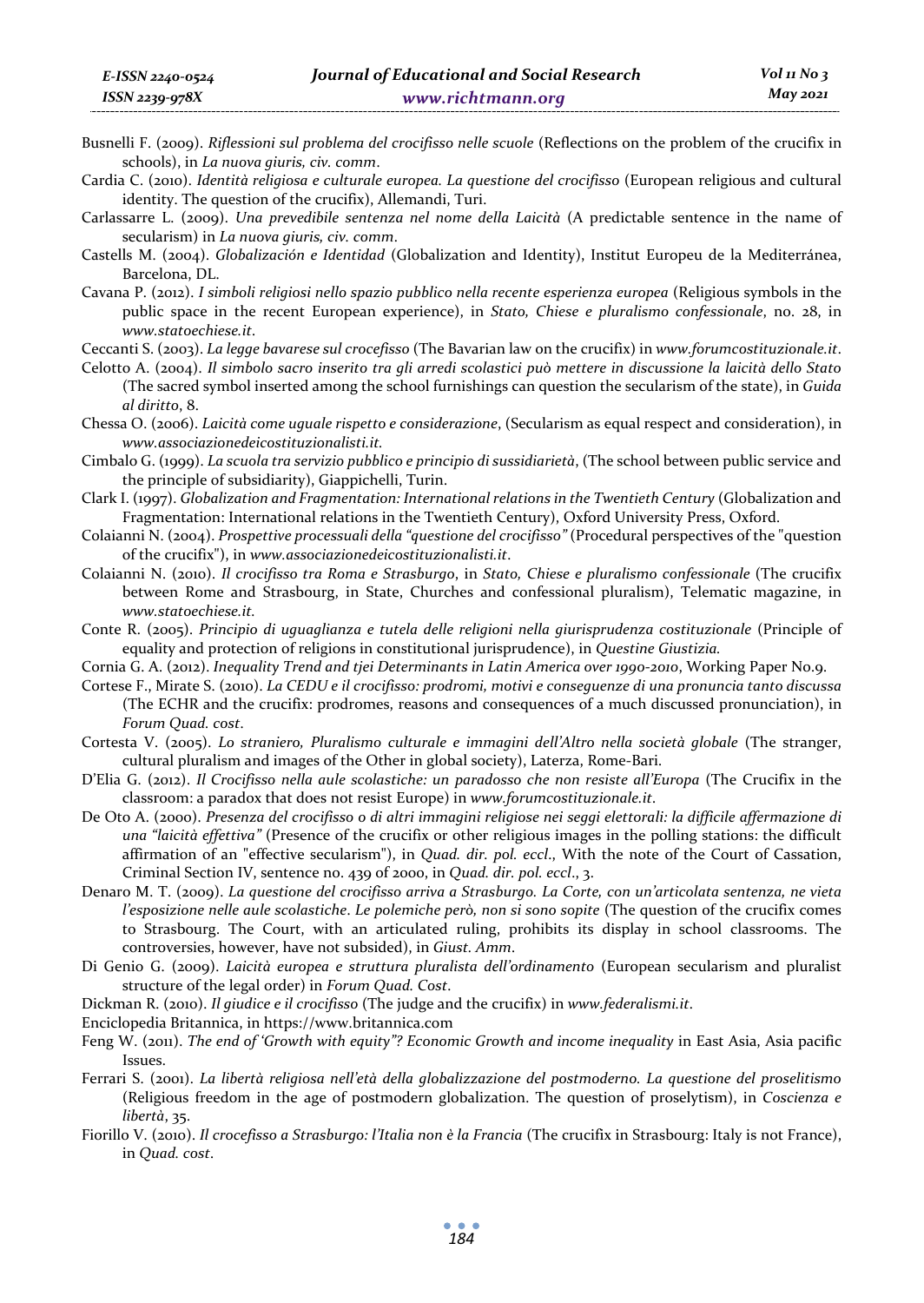Busnelli F. (2009). *Riflessioni sul problema del crocifisso nelle scuole* (Reflections on the problem of the crucifix in schools), in *La nuova giuris, civ. comm*.

Cardia C. (2010). *Identità religiosa e culturale europea. La questione del crocifisso* (European religious and cultural identity. The question of the crucifix), Allemandi, Turi.

Carlassarre L. (2009). *Una prevedibile sentenza nel nome della Laicità* (A predictable sentence in the name of secularism) in *La nuova giuris, civ. comm*.

Castells M. (2004). *Globalización e Identidad* (Globalization and Identity), Institut Europeu de la Mediterránea, Barcelona, DL.

Cavana P. (2012). *I simboli religiosi nello spazio pubblico nella recente esperienza europea* (Religious symbols in the public space in the recent European experience), in *Stato, Chiese e pluralismo confessionale*, no. 28, in *www.statoechiese.it*.

Ceccanti S. (2003). *La legge bavarese sul crocefisso* (The Bavarian law on the crucifix) in *www.forumcostituzionale.it*.

Celotto A. (2004). *Il simbolo sacro inserito tra gli arredi scolastici può mettere in discussione la laicità dello Stato* (The sacred symbol inserted among the school furnishings can question the secularism of the state), in *Guida al diritto*, 8.

Chessa O. (2006). *Laicità come uguale rispetto e considerazione*, (Secularism as equal respect and consideration), in *www.associazionedeicostituzionalisti.it.*

Cimbalo G. (1999). *La scuola tra servizio pubblico e principio di sussidiarietà*, (The school between public service and the principle of subsidiarity), Giappichelli, Turin.

Clark I. (1997). *Globalization and Fragmentation: International relations in the Twentieth Century* (Globalization and Fragmentation: International relations in the Twentieth Century), Oxford University Press, Oxford.

Colaianni N. (2004). *Prospettive processuali della "questione del crocifisso"* (Procedural perspectives of the "question of the crucifix"), in *www.associazionedeicostituzionalisti.it*.

Colaianni N. (2010). *Il crocifisso tra Roma e Strasburgo*, in *Stato, Chiese e pluralismo confessionale* (The crucifix between Rome and Strasbourg, in State, Churches and confessional pluralism), Telematic magazine, in *www.statoechiese.it.*

Conte R. (2005). *Principio di uguaglianza e tutela delle religioni nella giurisprudenza costituzionale* (Principle of equality and protection of religions in constitutional jurisprudence), in *Questine Giustizia.*

Cornia G. A. (2012). *Inequality Trend and tjei Determinants in Latin America over 1990-2010*, Working Paper No.9.

Cortese F., Mirate S. (2010). *La CEDU e il crocifisso: prodromi, motivi e conseguenze di una pronuncia tanto discussa* (The ECHR and the crucifix: prodromes, reasons and consequences of a much discussed pronunciation), in *Forum Quad. cost*.

Cortesta V. (2005). *Lo straniero, Pluralismo culturale e immagini dell'Altro nella società globale* (The stranger, cultural pluralism and images of the Other in global society), Laterza, Rome-Bari.

D'Elia G. (2012). *Il Crocifisso nella aule scolastiche: un paradosso che non resiste all'Europa* (The Crucifix in the classroom: a paradox that does not resist Europe) in *www.forumcostituzionale.it*.

De Oto A. (2000). *Presenza del crocifisso o di altri immagini religiose nei seggi elettorali: la difficile affermazione di una "laicità effettiva"* (Presence of the crucifix or other religious images in the polling stations: the difficult affirmation of an "effective secularism"), in *Quad. dir. pol. eccl*., With the note of the Court of Cassation, Criminal Section IV, sentence no. 439 of 2000, in *Quad. dir. pol. eccl*., 3.

Denaro M. T. (2009). *La questione del crocifisso arriva a Strasburgo. La Corte, con un'articolata sentenza, ne vieta l'esposizione nelle aule scolastiche. Le polemiche però, non si sono sopite* (The question of the crucifix comes to Strasbourg. The Court, with an articulated ruling, prohibits its display in school classrooms. The controversies, however, have not subsided), in *Giust. Amm*.

Di Genio G. (2009). *Laicità europea e struttura pluralista dell'ordinamento* (European secularism and pluralist structure of the legal order) in *Forum Quad. Cost*.

Dickman R. (2010). *Il giudice e il crocifisso* (The judge and the crucifix) in *www.federalismi.it*.

Enciclopedia Britannica, in https://www.britannica.com

Feng W. (2011). *The end of 'Growth with equity"? Economic Growth and income inequality* in East Asia, Asia pacific Issues.

Ferrari S. (2001). *La libertà religiosa nell'età della globalizzazione del postmoderno. La questione del proselitismo* (Religious freedom in the age of postmodern globalization. The question of proselytism), in *Coscienza e libertà*, 35.

Fiorillo V. (2010). *Il crocefisso a Strasburgo: l'Italia non è la Francia* (The crucifix in Strasbourg: Italy is not France), in *Quad. cost*.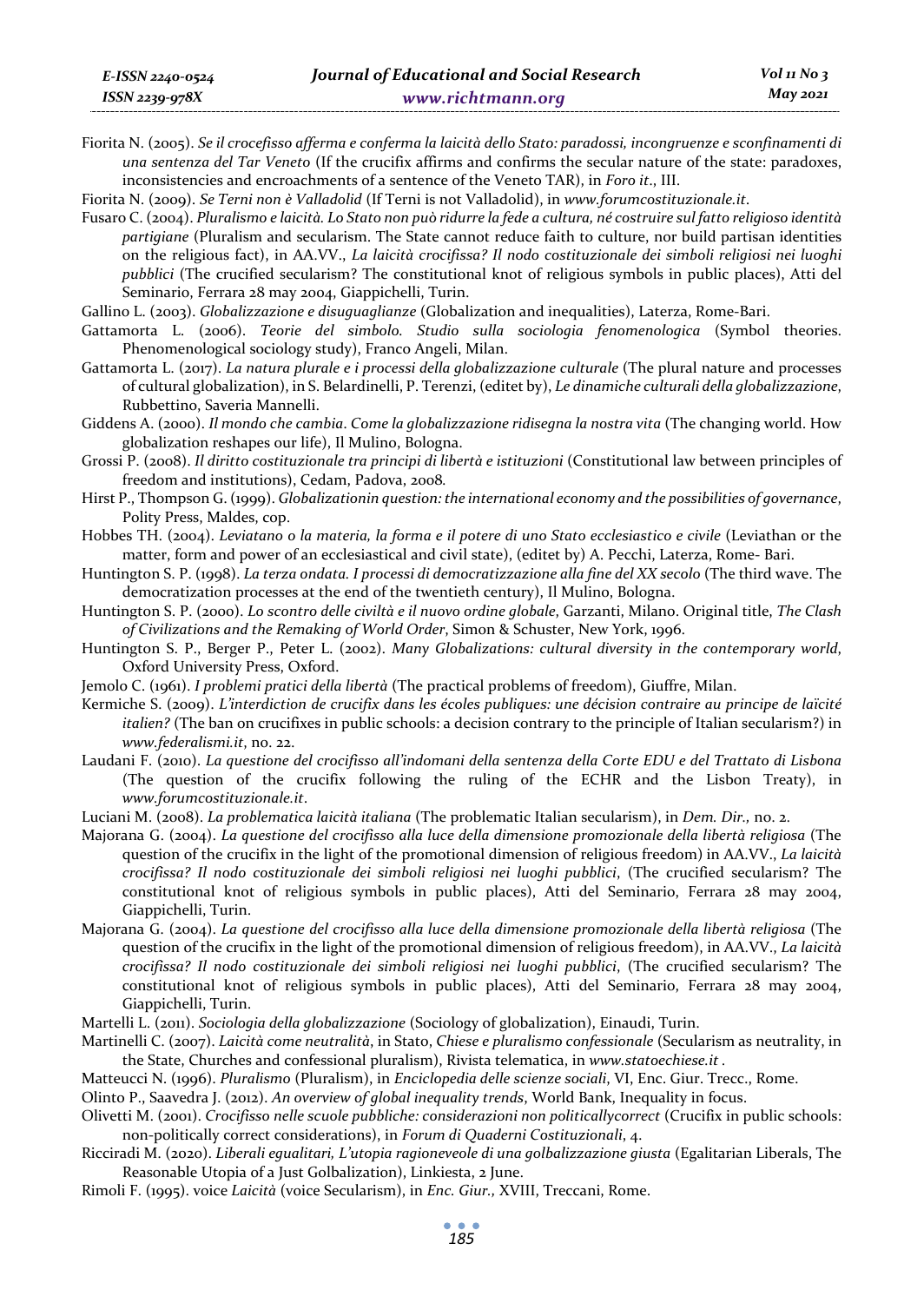Fiorita N. (2005). *Se il crocefisso afferma e conferma la laicità dello Stato: paradossi, incongruenze e sconfinamenti di una sentenza del Tar Veneto* (If the crucifix affirms and confirms the secular nature of the state: paradoxes, inconsistencies and encroachments of a sentence of the Veneto TAR), in *Foro it*., III.

Fiorita N. (2009). *Se Terni non è Valladolid* (If Terni is not Valladolid), in *www.forumcostituzionale.it*.

Fusaro C. (2004). *Pluralismo e laicità. Lo Stato non può ridurre la fede a cultura, né costruire sul fatto religioso identità partigiane* (Pluralism and secularism. The State cannot reduce faith to culture, nor build partisan identities on the religious fact), in AA.VV., *La laicità crocifissa? Il nodo costituzionale dei simboli religiosi nei luoghi pubblici* (The crucified secularism? The constitutional knot of religious symbols in public places), Atti del Seminario, Ferrara 28 may 2004, Giappichelli, Turin.

Gallino L. (2003). *Globalizzazione e disuguaglianze* (Globalization and inequalities), Laterza, Rome-Bari.

Gattamorta L. (2006). *Teorie del simbolo. Studio sulla sociologia fenomenologica* (Symbol theories. Phenomenological sociology study), Franco Angeli, Milan.

Gattamorta L. (2017). *La natura plurale e i processi della globalizzazione culturale* (The plural nature and processes of cultural globalization), in S. Belardinelli, P. Terenzi, (editet by), *Le dinamiche culturali della globalizzazione*, Rubbettino, Saveria Mannelli.

Giddens A. (2000). *Il mondo che cambia. Come la globalizzazione ridisegna la nostra vita* (The changing world. How globalization reshapes our life), Il Mulino, Bologna.

Grossi P. (2008). *Il diritto costituzionale tra principi di libertà e istituzioni* (Constitutional law between principles of freedom and institutions), Cedam, Padova, 2008.

Hirst P., Thompson G. (1999). *Globalizationin question: the international economy and the possibilities of governance*, Polity Press, Maldes, cop.

Hobbes TH. (2004). *Leviatano o la materia, la forma e il potere di uno Stato ecclesiastico e civile* (Leviathan or the matter, form and power of an ecclesiastical and civil state), (editet by) A. Pecchi, Laterza, Rome- Bari.

Huntington S. P. (1998). *La terza ondata. I processi di democratizzazione alla fine del XX secolo* (The third wave. The democratization processes at the end of the twentieth century), Il Mulino, Bologna.

Huntington S. P. (2000). *Lo scontro delle civiltà e il nuovo ordine globale*, Garzanti, Milano. Original title, *The Clash of Civilizations and the Remaking of World Order*, Simon & Schuster, New York, 1996.

Huntington S. P., Berger P., Peter L. (2002). *Many Globalizations: cultural diversity in the contemporary world*, Oxford University Press, Oxford.

Jemolo C. (1961). *I problemi pratici della libertà* (The practical problems of freedom), Giuffre, Milan.

Kermiche S. (2009). *L'interdiction de crucifix dans les écoles publiques: une décision contraire au principe de laïcité italien?* (The ban on crucifixes in public schools: a decision contrary to the principle of Italian secularism?) in *www.federalismi.it*, no. 22.

Laudani F. (2010). *La questione del crocifisso all'indomani della sentenza della Corte EDU e del Trattato di Lisbona* (The question of the crucifix following the ruling of the ECHR and the Lisbon Treaty), in *www.forumcostituzionale.it*.

Luciani M. (2008). *La problematica laicità italiana* (The problematic Italian secularism), in *Dem. Dir.,* no. 2.

Majorana G. (2004). *La questione del crocifisso alla luce della dimensione promozionale della libertà religiosa* (The question of the crucifix in the light of the promotional dimension of religious freedom) in AA.VV., *La laicità crocifissa? Il nodo costituzionale dei simboli religiosi nei luoghi pubblici*, (The crucified secularism? The constitutional knot of religious symbols in public places), Atti del Seminario, Ferrara 28 may 2004, Giappichelli, Turin.

Majorana G. (2004). *La questione del crocifisso alla luce della dimensione promozionale della libertà religiosa* (The question of the crucifix in the light of the promotional dimension of religious freedom), in AA.VV., *La laicità crocifissa? Il nodo costituzionale dei simboli religiosi nei luoghi pubblici*, (The crucified secularism? The constitutional knot of religious symbols in public places), Atti del Seminario, Ferrara 28 may 2004, Giappichelli, Turin.

Martelli L. (2011). *Sociologia della globalizzazione* (Sociology of globalization), Einaudi, Turin.

Martinelli C. (2007). *Laicità come neutralità*, in Stato, *Chiese e pluralismo confessionale* (Secularism as neutrality, in the State, Churches and confessional pluralism), Rivista telematica, in *www.statoechiese.it* .

Matteucci N. (1996). *Pluralismo* (Pluralism), in *Enciclopedia delle scienze sociali*, VI, Enc. Giur. Trecc., Rome.

Olinto P., Saavedra J. (2012). *An overview of global inequality trends*, World Bank, Inequality in focus.

Olivetti M. (2001). *Crocifisso nelle scuole pubbliche: considerazioni non politicallycorrect* (Crucifix in public schools: non-politically correct considerations), in *Forum di Quaderni Costituzionali*, 4.

Ricciradi M. (2020). *Liberali egualitari, L'utopia ragioneveole di una golbalizzazione giusta* (Egalitarian Liberals, The Reasonable Utopia of a Just Golbalization), Linkiesta, 2 June.

Rimoli F. (1995). voice *Laicità* (voice Secularism), in *Enc. Giur.,* XVIII, Treccani, Rome.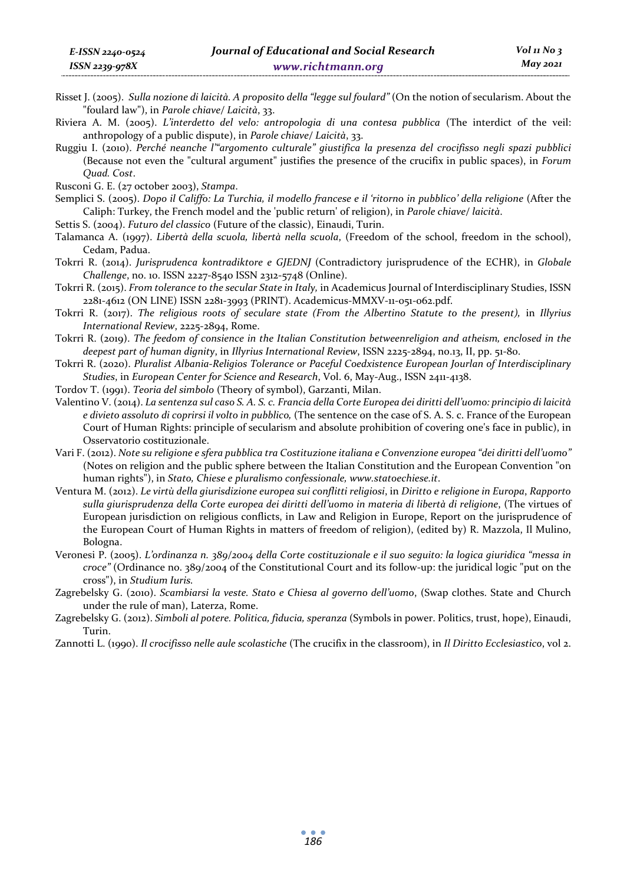Risset J. (2005). *Sulla nozione di laicità. A proposito della "legge sul foulard"* (On the notion of secularism. About the "foulard law"), in *Parole chiave/ Laicità*, 33.

Riviera A. M. (2005). *L'interdetto del velo: antropologia di una contesa pubblica* (The interdict of the veil: anthropology of a public dispute), in *Parole chiave/ Laicità*, 33.

Ruggiu I. (2010). *Perché neanche l'"argomento culturale" giustifica la presenza del crocifisso negli spazi pubblici* (Because not even the "cultural argument" justifies the presence of the crucifix in public spaces), in *Forum Quad. Cost*.

Rusconi G. E. (27 october 2003), *Stampa*.

Semplici S. (2005). *Dopo il Califfo: La Turchia, il modello francese e il 'ritorno in pubblico' della religione* (After the Caliph: Turkey, the French model and the 'public return' of religion), in *Parole chiave/ laicità*.

Settis S. (2004). *Futuro del classico* (Future of the classic), Einaudi, Turin.

Talamanca A. (1997). *Libertà della scuola, libertà nella scuola*, (Freedom of the school, freedom in the school), Cedam, Padua.

Tokrri R. (2014). *Jurisprudenca kontradiktore e GJEDNJ* (Contradictory jurisprudence of the ECHR), in *Globale Challenge*, no. 10. ISSN 2227-8540 ISSN 2312-5748 (Online).

Tokrri R. (2015). *From tolerance to the secular State in Italy*, in Academicus Journal of Interdisciplinary Studies, ISSN 2281-4612 (ON LINE) ISSN 2281-3993 (PRINT). Academicus-MMXV-11-051-062.pdf.

Tokrri R. (2017). *The religious roots of seculare state (From the Albertino Statute to the present)*, in *Illyrius International Review*, 2225-2894, Rome.

Tokrri R. (2019). *The feedom of consience in the Italian Constitution betweenreligion and atheism, enclosed in the deepest part of human dignity*, in *Illyrius International Review*, ISSN 2225-2894, no.13, II, pp. 51-80.

Tokrri R. (2020). *Pluralist Albania-Religios Tolerance or Paceful Coedxistence European Jourlan of Interdisciplinary Studies*, in *European Center for Science and Research*, Vol. 6, May-Aug., ISSN 2411-4138.

Tordov T. (1991). *Teoria del simbolo* (Theory of symbol), Garzanti, Milan.

Valentino V. (2014). *La sentenza sul caso S. A. S. c. Francia della Corte Europea dei diritti dell'uomo: principio di laicità e divieto assoluto di coprirsi il volto in pubblico*, (The sentence on the case of S. A. S. c. France of the European Court of Human Rights: principle of secularism and absolute prohibition of covering one's face in public), in Osservatorio costituzionale.

Vari F. (2012). *Note su religione e sfera pubblica tra Costituzione italiana e Convenzione europea "dei diritti dell'uomo"* (Notes on religion and the public sphere between the Italian Constitution and the European Convention "on human rights"), in *Stato, Chiese e pluralismo confessionale, www.statoechiese.it*.

Ventura M. (2012). *Le virtù della giurisdizione europea sui conflitti religiosi*, in *Diritto e religione in Europa*, *Rapporto sulla giurisprudenza della Corte europea dei diritti dell'uomo in materia di libertà di religione*, (The virtues of European jurisdiction on religious conflicts, in Law and Religion in Europe, Report on the jurisprudence of the European Court of Human Rights in matters of freedom of religion), (edited by) R. Mazzola, Il Mulino, Bologna.

Veronesi P. (2005). *L'ordinanza n. 389/2004 della Corte costituzionale e il suo seguito: la logica giuridica "messa in croce"* (Ordinance no. 389/2004 of the Constitutional Court and its follow-up: the juridical logic "put on the cross"), in *Studium Iuris*.

Zagrebelsky G. (2010). *Scambiarsi la veste. Stato e Chiesa al governo dell'uomo*, (Swap clothes. State and Church under the rule of man), Laterza, Rome.

Zagrebelsky G. (2012). *Simboli al potere. Politica, fiducia, speranza* (Symbols in power. Politics, trust, hope), Einaudi, Turin.

Zannotti L. (1990). *Il crocifisso nelle aule scolastiche* (The crucifix in the classroom), in *Il Diritto Ecclesiastico*, vol 2.